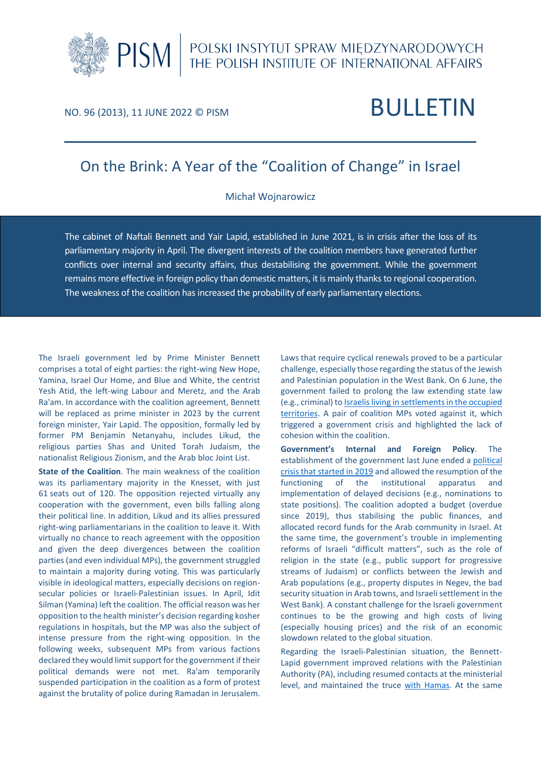POLSKI INSTYTUT SPRAW MIĘDZYNARODOWYCH
THE POLISH INSTITUTE OF INTERNATIONAL AFFAIRS

NO. 96 (2013), 11 JUNE 2022 © PISM

# BULLETIN

## On the Brink: A Year of the "Coalition of Change" in Israel

Michał Wojnarowicz

The cabinet of Naftali Bennett and Yair Lapid, established in June 2021, is in crisis after the loss of its parliamentary majority in April. The divergent interests of the coalition members have generated further conflicts over internal and security affairs, thus destabilising the government. While the government remains more effective in foreign policy than domestic matters, it is mainly thanks to regional cooperation. The weakness of the coalition has increased the probability of early parliamentary elections.

The Israeli government led by Prime Minister Bennett comprises a total of eight parties: the right-wing New Hope, Yamina, Israel Our Home, and Blue and White, the centrist Yesh Atid, the left-wing Labour and Meretz, and the Arab Ra'am. In accordance with the coalition agreement, Bennett will be replaced as prime minister in 2023 by the current foreign minister, Yair Lapid. The opposition, formally led by former PM Benjamin Netanyahu, includes Likud, the religious parties Shas and United Torah Judaism, the nationalist Religious Zionism, and the Arab bloc Joint List.

**State of the Coalition**. The main weakness of the coalition was its parliamentary majority in the Knesset, with just 61 seats out of 120. The opposition rejected virtually any cooperation with the government, even bills falling along their political line. In addition, Likud and its allies pressured right-wing parliamentarians in the coalition to leave it. With virtually no chance to reach agreement with the opposition and given the deep divergences between the coalition parties (and even individual MPs), the government struggled to maintain a majority during voting. This was particularly visible in ideological matters, especially decisions on region-secular policies or Israeli-Palestinian issues. In April, Idit Silman (Yamina) left the coalition. The official reason was her opposition to the health minister's decision regarding kosher regulations in hospitals, but the MP was also the subject of intense pressure from the right-wing opposition. In the following weeks, subsequent MPs from various factions declared they would limit support for the government if their political demands were not met. Ra'am temporarily suspended participation in the coalition as a form of protest against the brutality of police during Ramadan in Jerusalem.

Laws that require cyclical renewals proved to be a particular challenge, especially those regarding the status of the Jewish and Palestinian population in the West Bank. On 6 June, the government failed to prolong the law extending state law (e.g., criminal) to Israelis living in settlements in the occupied territories. A pair of coalition MPs voted against it, which triggered a government crisis and highlighted the lack of cohesion within the coalition.

**Government's Internal and Foreign Policy**. The establishment of the government last June ended a political crisis that started in 2019 and allowed the resumption of the functioning of the institutional apparatus and implementation of delayed decisions (e.g., nominations to state positions). The coalition adopted a budget (overdue since 2019), thus stabilising the public finances, and allocated record funds for the Arab community in Israel. At the same time, the government's trouble in implementing reforms of Israeli "difficult matters", such as the role of religion in the state (e.g., public support for progressive streams of Judaism) or conflicts between the Jewish and Arab populations (e.g., property disputes in Negev, the bad security situation in Arab towns, and Israeli settlement in the West Bank). A constant challenge for the Israeli government continues to be the growing and high costs of living (especially housing prices) and the risk of an economic slowdown related to the global situation.

Regarding the Israeli-Palestinian situation, the Bennett-Lapid government improved relations with the Palestinian Authority (PA), including resumed contacts at the ministerial level, and maintained the truce with Hamas. At the same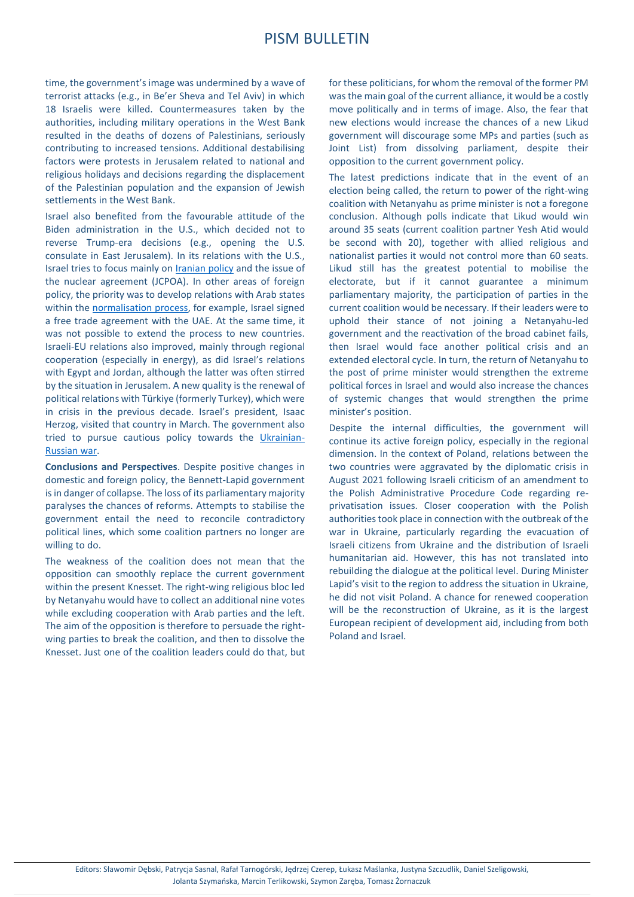time, the government's image was undermined by a wave of terrorist attacks (e.g., in Be'er Sheva and Tel Aviv) in which 18 Israelis were killed. Countermeasures taken by the authorities, including military operations in the West Bank resulted in the deaths of dozens of Palestinians, seriously contributing to increased tensions. Additional destabilising factors were protests in Jerusalem related to national and religious holidays and decisions regarding the displacement of the Palestinian population and the expansion of Jewish settlements in the West Bank.

Israel also benefited from the favourable attitude of the Biden administration in the U.S., which decided not to reverse Trump-era decisions (e.g., opening the U.S. consulate in East Jerusalem). In its relations with the U.S., Israel tries to focus mainly on Iranian policy and the issue of the nuclear agreement (JCPOA). In other areas of foreign policy, the priority was to develop relations with Arab states within the normalisation process, for example, Israel signed a free trade agreement with the UAE. At the same time, it was not possible to extend the process to new countries. Israeli-EU relations also improved, mainly through regional cooperation (especially in energy), as did Israel's relations with Egypt and Jordan, although the latter was often stirred by the situation in Jerusalem. A new quality is the renewal of political relations with Türkiye (formerly Turkey), which were in crisis in the previous decade. Israel's president, Isaac Herzog, visited that country in March. The government also tried to pursue cautious policy towards the Ukrainian-Russian war.

**Conclusions and Perspectives**. Despite positive changes in domestic and foreign policy, the Bennett-Lapid government is in danger of collapse. The loss of its parliamentary majority paralyses the chances of reforms. Attempts to stabilise the government entail the need to reconcile contradictory political lines, which some coalition partners no longer are willing to do.

The weakness of the coalition does not mean that the opposition can smoothly replace the current government within the present Knesset. The right-wing religious bloc led by Netanyahu would have to collect an additional nine votes while excluding cooperation with Arab parties and the left. The aim of the opposition is therefore to persuade the right-wing parties to break the coalition, and then to dissolve the Knesset. Just one of the coalition leaders could do that, but for these politicians, for whom the removal of the former PM was the main goal of the current alliance, it would be a costly move politically and in terms of image. Also, the fear that new elections would increase the chances of a new Likud government will discourage some MPs and parties (such as Joint List) from dissolving parliament, despite their opposition to the current government policy.

The latest predictions indicate that in the event of an election being called, the return to power of the right-wing coalition with Netanyahu as prime minister is not a foregone conclusion. Although polls indicate that Likud would win around 35 seats (current coalition partner Yesh Atid would be second with 20), together with allied religious and nationalist parties it would not control more than 60 seats. Likud still has the greatest potential to mobilise the electorate, but if it cannot guarantee a minimum parliamentary majority, the participation of parties in the current coalition would be necessary. If their leaders were to uphold their stance of not joining a Netanyahu-led government and the reactivation of the broad cabinet fails, then Israel would face another political crisis and an extended electoral cycle. In turn, the return of Netanyahu to the post of prime minister would strengthen the extreme political forces in Israel and would also increase the chances of systemic changes that would strengthen the prime minister's position.

Despite the internal difficulties, the government will continue its active foreign policy, especially in the regional dimension. In the context of Poland, relations between the two countries were aggravated by the diplomatic crisis in August 2021 following Israeli criticism of an amendment to the Polish Administrative Procedure Code regarding re-privatisation issues. Closer cooperation with the Polish authorities took place in connection with the outbreak of the war in Ukraine, particularly regarding the evacuation of Israeli citizens from Ukraine and the distribution of Israeli humanitarian aid. However, this has not translated into rebuilding the dialogue at the political level. During Minister Lapid's visit to the region to address the situation in Ukraine, he did not visit Poland. A chance for renewed cooperation will be the reconstruction of Ukraine, as it is the largest European recipient of development aid, including from both Poland and Israel.

Editors: Sławomir Dębski, Patrycja Sasnal, Rafał Tarnogórski, Jędrzej Czerep, Łukasz Maślanka, Justyna Szczudlik, Daniel Szeligowski, Jolanta Szymańska, Marcin Terlikowski, Szymon Zaręba, Tomasz Żornaczuk